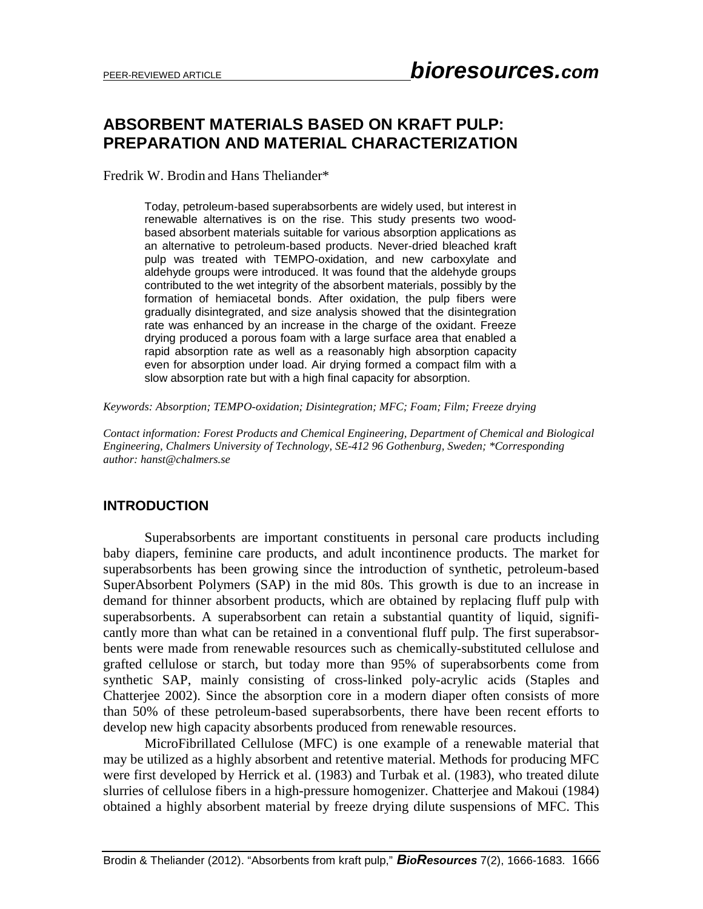# ABSORBENT MATERIALS BASED ON KRAFT PULP: PREPARATION AND MATERIAL CHARACTERIZATION

Fredrik W. Brodin and Hans Theliander*

> Today, petroleum-based superabsorbents are widely used, but interest in renewable alternatives is on the rise. This study presents two wood-based absorbent materials suitable for various absorption applications as an alternative to petroleum-based products. Never-dried bleached kraft pulp was treated with TEMPO-oxidation, and new carboxylate and aldehyde groups were introduced. It was found that the aldehyde groups contributed to the wet integrity of the absorbent materials, possibly by the formation of hemiacetal bonds. After oxidation, the pulp fibers were gradually disintegrated, and size analysis showed that the disintegration rate was enhanced by an increase in the charge of the oxidant. Freeze drying produced a porous foam with a large surface area that enabled a rapid absorption rate as well as a reasonably high absorption capacity even for absorption under load. Air drying formed a compact film with a slow absorption rate but with a high final capacity for absorption.

*Keywords: Absorption; TEMPO-oxidation; Disintegration; MFC; Foam; Film; Freeze drying*

*Contact information: Forest Products and Chemical Engineering, Department of Chemical and Biological Engineering, Chalmers University of Technology, SE-412 96 Gothenburg, Sweden; *Corresponding author: hanst@chalmers.se*

## INTRODUCTION

Superabsorbents are important constituents in personal care products including baby diapers, feminine care products, and adult incontinence products. The market for superabsorbents has been growing since the introduction of synthetic, petroleum-based SuperAbsorbent Polymers (SAP) in the mid 80s. This growth is due to an increase in demand for thinner absorbent products, which are obtained by replacing fluff pulp with superabsorbents. A superabsorbent can retain a substantial quantity of liquid, significantly more than what can be retained in a conventional fluff pulp. The first superabsorbents were made from renewable resources such as chemically-substituted cellulose and grafted cellulose or starch, but today more than 95% of superabsorbents come from synthetic SAP, mainly consisting of cross-linked poly-acrylic acids (Staples and Chatterjee 2002). Since the absorption core in a modern diaper often consists of more than 50% of these petroleum-based superabsorbents, there have been recent efforts to develop new high capacity absorbents produced from renewable resources.

MicroFibrillated Cellulose (MFC) is one example of a renewable material that may be utilized as a highly absorbent and retentive material. Methods for producing MFC were first developed by Herrick et al. (1983) and Turbak et al. (1983), who treated dilute slurries of cellulose fibers in a high-pressure homogenizer. Chatterjee and Makoui (1984) obtained a highly absorbent material by freeze drying dilute suspensions of MFC. This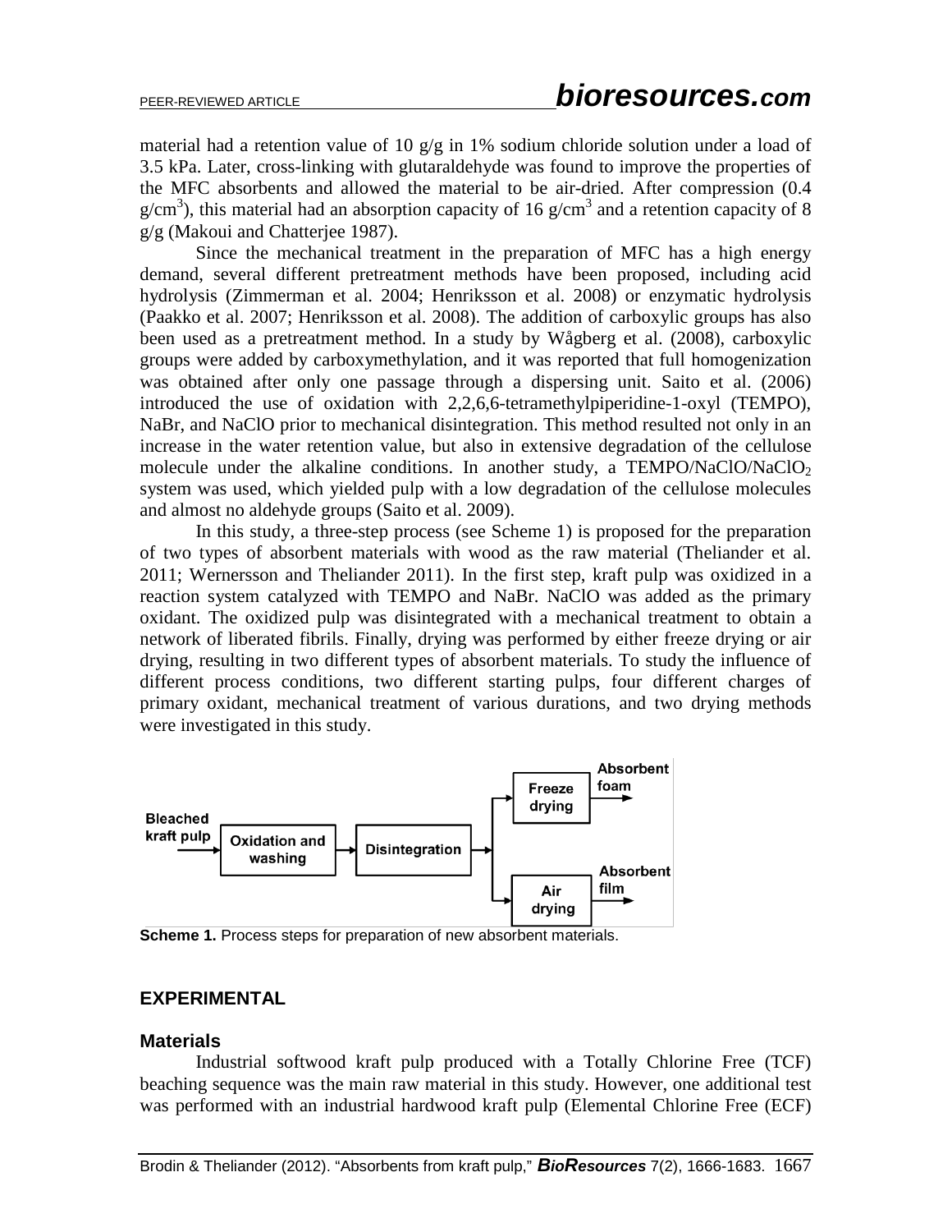material had a retention value of 10 g/g in 1% sodium chloride solution under a load of 3.5 kPa. Later, cross-linking with glutaraldehyde was found to improve the properties of the MFC absorbents and allowed the material to be air-dried. After compression (0.4 $g/cm^3$), this material had an absorption capacity of 16 $g/cm^3$ and a retention capacity of 8 g/g (Makoui and Chatterjee 1987).

Since the mechanical treatment in the preparation of MFC has a high energy demand, several different pretreatment methods have been proposed, including acid hydrolysis (Zimmerman et al. 2004; Henriksson et al. 2008) or enzymatic hydrolysis (Paakko et al. 2007; Henriksson et al. 2008). The addition of carboxylic groups has also been used as a pretreatment method. In a study by Wågberg et al. (2008), carboxylic groups were added by carboxymethylation, and it was reported that full homogenization was obtained after only one passage through a dispersing unit. Saito et al. (2006) introduced the use of oxidation with 2,2,6,6-tetramethylpiperidine-1-oxyl (TEMPO), NaBr, and NaClO prior to mechanical disintegration. This method resulted not only in an increase in the water retention value, but also in extensive degradation of the cellulose molecule under the alkaline conditions. In another study, a TEMPO/NaClO/$NaClO_2$ system was used, which yielded pulp with a low degradation of the cellulose molecules and almost no aldehyde groups (Saito et al. 2009).

In this study, a three-step process (see Scheme 1) is proposed for the preparation of two types of absorbent materials with wood as the raw material (Theliander et al. 2011; Wernersson and Theliander 2011). In the first step, kraft pulp was oxidized in a reaction system catalyzed with TEMPO and NaBr. NaClO was added as the primary oxidant. The oxidized pulp was disintegrated with a mechanical treatment to obtain a network of liberated fibrils. Finally, drying was performed by either freeze drying or air drying, resulting in two different types of absorbent materials. To study the influence of different process conditions, two different starting pulps, four different charges of primary oxidant, mechanical treatment of various durations, and two drying methods were investigated in this study.

Bleached kraft pulp → Oxidation and washing → Disintegration → Freeze drying → Absorbent foam; Disintegration → Air drying → Absorbent film

**Scheme 1.** Process steps for preparation of new absorbent materials.

## EXPERIMENTAL

### Materials

Industrial softwood kraft pulp produced with a Totally Chlorine Free (TCF) beaching sequence was the main raw material in this study. However, one additional test was performed with an industrial hardwood kraft pulp (Elemental Chlorine Free (ECF)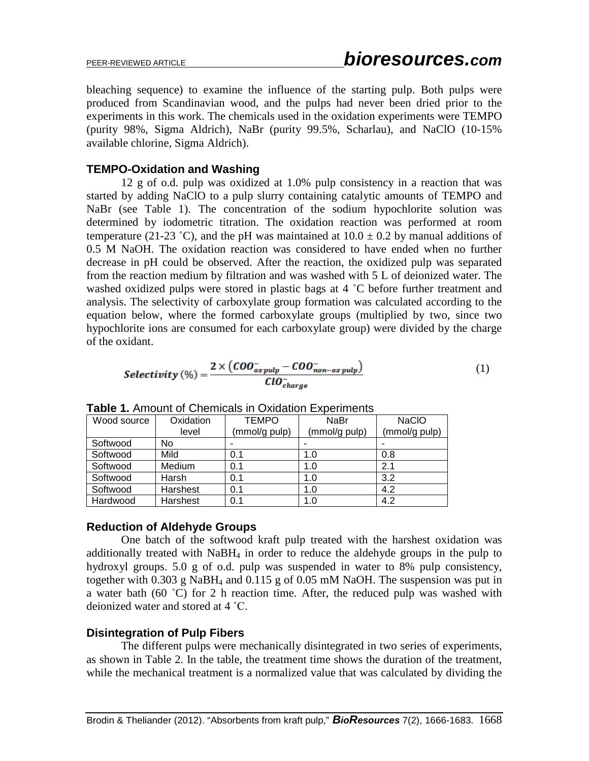bleaching sequence) to examine the influence of the starting pulp. Both pulps were produced from Scandinavian wood, and the pulps had never been dried prior to the experiments in this work. The chemicals used in the oxidation experiments were TEMPO (purity 98%, Sigma Aldrich), NaBr (purity 99.5%, Scharlau), and NaClO (10-15% available chlorine, Sigma Aldrich).

### TEMPO-Oxidation and Washing

12 g of o.d. pulp was oxidized at 1.0% pulp consistency in a reaction that was started by adding NaClO to a pulp slurry containing catalytic amounts of TEMPO and NaBr (see Table 1). The concentration of the sodium hypochlorite solution was determined by iodometric titration. The oxidation reaction was performed at room temperature (21-23 ˚C), and the pH was maintained at 10.0 ± 0.2 by manual additions of 0.5 M NaOH. The oxidation reaction was considered to have ended when no further decrease in pH could be observed. After the reaction, the oxidized pulp was separated from the reaction medium by filtration and was washed with 5 L of deionized water. The washed oxidized pulps were stored in plastic bags at 4 ˚C before further treatment and analysis. The selectivity of carboxylate group formation was calculated according to the equation below, where the formed carboxylate groups (multiplied by two, since two hypochlorite ions are consumed for each carboxylate group) were divided by the charge of the oxidant.

$$\textbf{Selectivity (\%)} = \frac{2 \times \left( COO^-_{ox\,pulp} - COO^-_{non-ox\,pulp} \right)}{ClO^-_{charge}} \tag{1}$$

**Table 1.** Amount of Chemicals in Oxidation Experiments

| Wood source | Oxidation level | TEMPO (mmol/g pulp) | NaBr (mmol/g pulp) | NaClO (mmol/g pulp) |
|---|---|---|---|---|
| Softwood | No | - | - | - |
| Softwood | Mild | 0.1 | 1.0 | 0.8 |
| Softwood | Medium | 0.1 | 1.0 | 2.1 |
| Softwood | Harsh | 0.1 | 1.0 | 3.2 |
| Softwood | Harshest | 0.1 | 1.0 | 4.2 |
| Hardwood | Harshest | 0.1 | 1.0 | 4.2 |

### Reduction of Aldehyde Groups

One batch of the softwood kraft pulp treated with the harshest oxidation was additionally treated with $NaBH_4$ in order to reduce the aldehyde groups in the pulp to hydroxyl groups. 5.0 g of o.d. pulp was suspended in water to 8% pulp consistency, together with 0.303 g $NaBH_4$ and 0.115 g of 0.05 mM NaOH. The suspension was put in a water bath (60 ˚C) for 2 h reaction time. After, the reduced pulp was washed with deionized water and stored at 4 ˚C.

### Disintegration of Pulp Fibers

The different pulps were mechanically disintegrated in two series of experiments, as shown in Table 2. In the table, the treatment time shows the duration of the treatment, while the mechanical treatment is a normalized value that was calculated by dividing the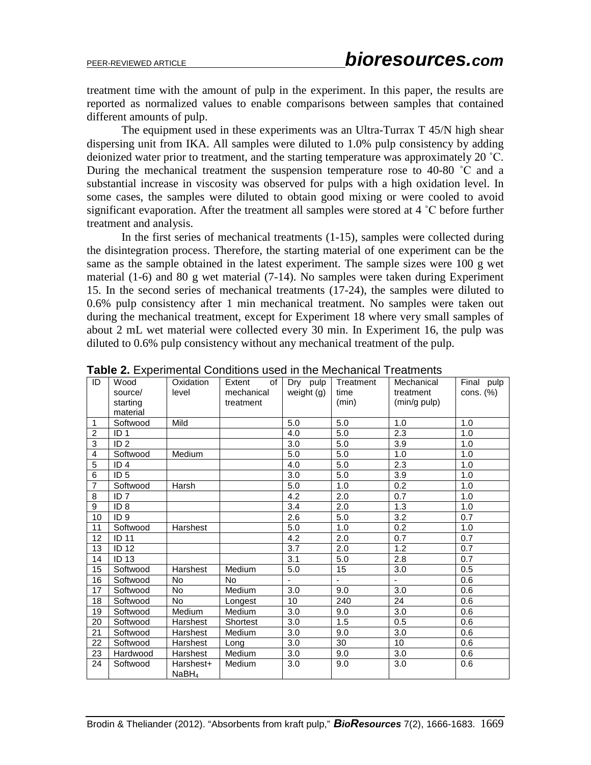treatment time with the amount of pulp in the experiment. In this paper, the results are reported as normalized values to enable comparisons between samples that contained different amounts of pulp.

The equipment used in these experiments was an Ultra-Turrax T 45/N high shear dispersing unit from IKA. All samples were diluted to 1.0% pulp consistency by adding deionized water prior to treatment, and the starting temperature was approximately 20 ˚C. During the mechanical treatment the suspension temperature rose to 40-80 ˚C and a substantial increase in viscosity was observed for pulps with a high oxidation level. In some cases, the samples were diluted to obtain good mixing or were cooled to avoid significant evaporation. After the treatment all samples were stored at 4 ˚C before further treatment and analysis.

In the first series of mechanical treatments (1-15), samples were collected during the disintegration process. Therefore, the starting material of one experiment can be the same as the sample obtained in the latest experiment. The sample sizes were 100 g wet material (1-6) and 80 g wet material (7-14). No samples were taken during Experiment 15. In the second series of mechanical treatments (17-24), the samples were diluted to 0.6% pulp consistency after 1 min mechanical treatment. No samples were taken out during the mechanical treatment, except for Experiment 18 where very small samples of about 2 mL wet material were collected every 30 min. In Experiment 16, the pulp was diluted to 0.6% pulp consistency without any mechanical treatment of the pulp.

**Table 2.** Experimental Conditions used in the Mechanical Treatments

| ID | Wood source/ starting material | Oxidation level | Extent of mechanical treatment | Dry pulp weight (g) | Treatment time (min) | Mechanical treatment (min/g pulp) | Final pulp cons. (%) |
|---|---|---|---|---|---|---|---|
| 1 | Softwood | Mild | | 5.0 | 5.0 | 1.0 | 1.0 |
| 2 | ID 1 | | | 4.0 | 5.0 | 2.3 | 1.0 |
| 3 | ID 2 | | | 3.0 | 5.0 | 3.9 | 1.0 |
| 4 | Softwood | Medium | | 5.0 | 5.0 | 1.0 | 1.0 |
| 5 | ID 4 | | | 4.0 | 5.0 | 2.3 | 1.0 |
| 6 | ID 5 | | | 3.0 | 5.0 | 3.9 | 1.0 |
| 7 | Softwood | Harsh | | 5.0 | 1.0 | 0.2 | 1.0 |
| 8 | ID 7 | | | 4.2 | 2.0 | 0.7 | 1.0 |
| 9 | ID 8 | | | 3.4 | 2.0 | 1.3 | 1.0 |
| 10 | ID 9 | | | 2.6 | 5.0 | 3.2 | 0.7 |
| 11 | Softwood | Harshest | | 5.0 | 1.0 | 0.2 | 1.0 |
| 12 | ID 11 | | | 4.2 | 2.0 | 0.7 | 0.7 |
| 13 | ID 12 | | | 3.7 | 2.0 | 1.2 | 0.7 |
| 14 | ID 13 | | | 3.1 | 5.0 | 2.8 | 0.7 |
| 15 | Softwood | Harshest | Medium | 5.0 | 15 | 3.0 | 0.5 |
| 16 | Softwood | No | No | - | - | - | 0.6 |
| 17 | Softwood | No | Medium | 3.0 | 9.0 | 3.0 | 0.6 |
| 18 | Softwood | No | Longest | 10 | 240 | 24 | 0.6 |
| 19 | Softwood | Medium | Medium | 3.0 | 9.0 | 3.0 | 0.6 |
| 20 | Softwood | Harshest | Shortest | 3.0 | 1.5 | 0.5 | 0.6 |
| 21 | Softwood | Harshest | Medium | 3.0 | 9.0 | 3.0 | 0.6 |
| 22 | Softwood | Harshest | Long | 3.0 | 30 | 10 | 0.6 |
| 23 | Hardwood | Harshest | Medium | 3.0 | 9.0 | 3.0 | 0.6 |
| 24 | Softwood | Harshest+ $NaBH_4$ | Medium | 3.0 | 9.0 | 3.0 | 0.6 |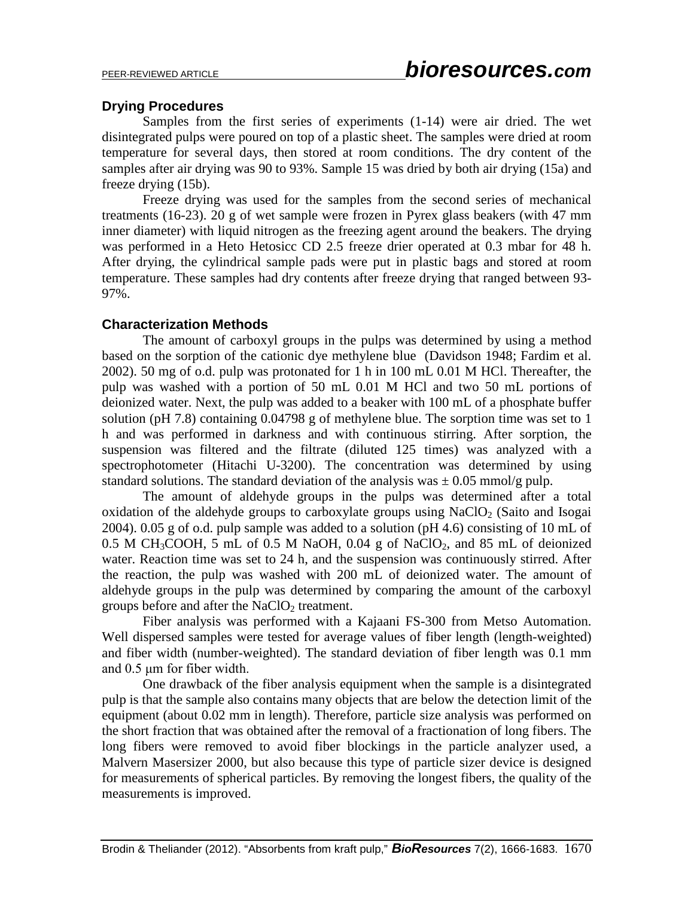### Drying Procedures

Samples from the first series of experiments (1-14) were air dried. The wet disintegrated pulps were poured on top of a plastic sheet. The samples were dried at room temperature for several days, then stored at room conditions. The dry content of the samples after air drying was 90 to 93%. Sample 15 was dried by both air drying (15a) and freeze drying (15b).

Freeze drying was used for the samples from the second series of mechanical treatments (16-23). 20 g of wet sample were frozen in Pyrex glass beakers (with 47 mm inner diameter) with liquid nitrogen as the freezing agent around the beakers. The drying was performed in a Heto Hetosicc CD 2.5 freeze drier operated at 0.3 mbar for 48 h. After drying, the cylindrical sample pads were put in plastic bags and stored at room temperature. These samples had dry contents after freeze drying that ranged between 93-97%.

### Characterization Methods

The amount of carboxyl groups in the pulps was determined by using a method based on the sorption of the cationic dye methylene blue (Davidson 1948; Fardim et al. 2002). 50 mg of o.d. pulp was protonated for 1 h in 100 mL 0.01 M HCl. Thereafter, the pulp was washed with a portion of 50 mL 0.01 M HCl and two 50 mL portions of deionized water. Next, the pulp was added to a beaker with 100 mL of a phosphate buffer solution (pH 7.8) containing 0.04798 g of methylene blue. The sorption time was set to 1 h and was performed in darkness and with continuous stirring. After sorption, the suspension was filtered and the filtrate (diluted 125 times) was analyzed with a spectrophotometer (Hitachi U-3200). The concentration was determined by using standard solutions. The standard deviation of the analysis was ± 0.05 mmol/g pulp.

The amount of aldehyde groups in the pulps was determined after a total oxidation of the aldehyde groups to carboxylate groups using $NaClO_2$ (Saito and Isogai 2004). 0.05 g of o.d. pulp sample was added to a solution (pH 4.6) consisting of 10 mL of 0.5 M $CH_3COOH$, 5 mL of 0.5 M NaOH, 0.04 g of $NaClO_2$, and 85 mL of deionized water. Reaction time was set to 24 h, and the suspension was continuously stirred. After the reaction, the pulp was washed with 200 mL of deionized water. The amount of aldehyde groups in the pulp was determined by comparing the amount of the carboxyl groups before and after the $NaClO_2$ treatment.

Fiber analysis was performed with a Kajaani FS-300 from Metso Automation. Well dispersed samples were tested for average values of fiber length (length-weighted) and fiber width (number-weighted). The standard deviation of fiber length was 0.1 mm and 0.5 μm for fiber width.

One drawback of the fiber analysis equipment when the sample is a disintegrated pulp is that the sample also contains many objects that are below the detection limit of the equipment (about 0.02 mm in length). Therefore, particle size analysis was performed on the short fraction that was obtained after the removal of a fractionation of long fibers. The long fibers were removed to avoid fiber blockings in the particle analyzer used, a Malvern Masersizer 2000, but also because this type of particle sizer device is designed for measurements of spherical particles. By removing the longest fibers, the quality of the measurements is improved.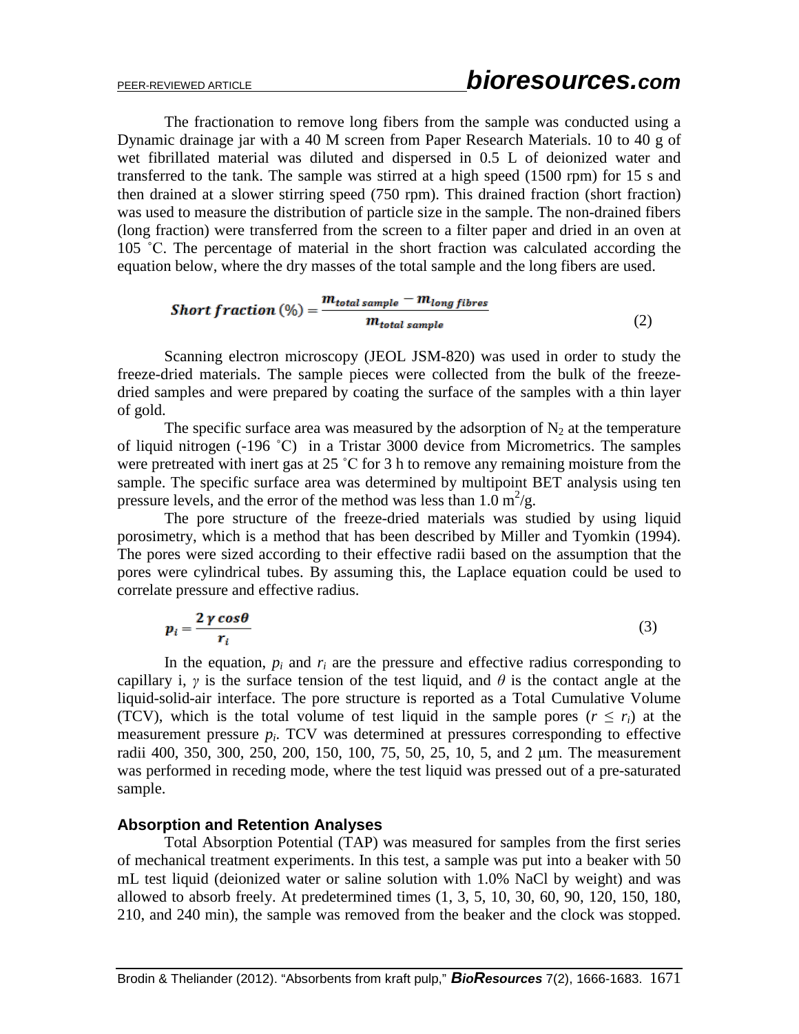The fractionation to remove long fibers from the sample was conducted using a Dynamic drainage jar with a 40 M screen from Paper Research Materials. 10 to 40 g of wet fibrillated material was diluted and dispersed in 0.5 L of deionized water and transferred to the tank. The sample was stirred at a high speed (1500 rpm) for 15 s and then drained at a slower stirring speed (750 rpm). This drained fraction (short fraction) was used to measure the distribution of particle size in the sample. The non-drained fibers (long fraction) were transferred from the screen to a filter paper and dried in an oven at 105 ˚C. The percentage of material in the short fraction was calculated according the equation below, where the dry masses of the total sample and the long fibers are used.

$$\textbf{\textit{Short fraction}}\ (\%) = \frac{m_{total\ sample} - m_{long\ fibres}}{m_{total\ sample}} \tag{2}$$

Scanning electron microscopy (JEOL JSM-820) was used in order to study the freeze-dried materials. The sample pieces were collected from the bulk of the freeze-dried samples and were prepared by coating the surface of the samples with a thin layer of gold.

The specific surface area was measured by the adsorption of $N_2$ at the temperature of liquid nitrogen (-196 ˚C) in a Tristar 3000 device from Micrometrics. The samples were pretreated with inert gas at 25 ˚C for 3 h to remove any remaining moisture from the sample. The specific surface area was determined by multipoint BET analysis using ten pressure levels, and the error of the method was less than 1.0 $m^2$/g.

The pore structure of the freeze-dried materials was studied by using liquid porosimetry, which is a method that has been described by Miller and Tyomkin (1994). The pores were sized according to their effective radii based on the assumption that the pores were cylindrical tubes. By assuming this, the Laplace equation could be used to correlate pressure and effective radius.

$$p_i = \frac{2\,\gamma\,\cos\theta}{r_i} \tag{3}$$

In the equation, $p_i$ and $r_i$ are the pressure and effective radius corresponding to capillary i, $\gamma$ is the surface tension of the test liquid, and $\theta$ is the contact angle at the liquid-solid-air interface. The pore structure is reported as a Total Cumulative Volume (TCV), which is the total volume of test liquid in the sample pores ($r \leq r_i$) at the measurement pressure $p_i$. TCV was determined at pressures corresponding to effective radii 400, 350, 300, 250, 200, 150, 100, 75, 50, 25, 10, 5, and 2 µm. The measurement was performed in receding mode, where the test liquid was pressed out of a pre-saturated sample.

### Absorption and Retention Analyses

Total Absorption Potential (TAP) was measured for samples from the first series of mechanical treatment experiments. In this test, a sample was put into a beaker with 50 mL test liquid (deionized water or saline solution with 1.0% NaCl by weight) and was allowed to absorb freely. At predetermined times (1, 3, 5, 10, 30, 60, 90, 120, 150, 180, 210, and 240 min), the sample was removed from the beaker and the clock was stopped.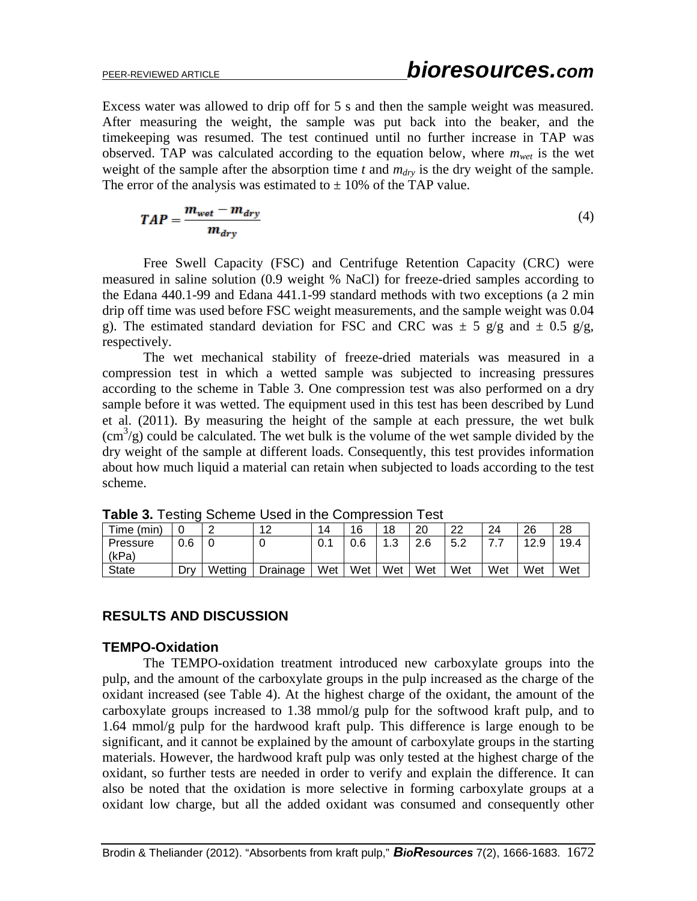Excess water was allowed to drip off for 5 s and then the sample weight was measured. After measuring the weight, the sample was put back into the beaker, and the timekeeping was resumed. The test continued until no further increase in TAP was observed. TAP was calculated according to the equation below, where $m_{wet}$ is the wet weight of the sample after the absorption time $t$ and $m_{dry}$ is the dry weight of the sample. The error of the analysis was estimated to $\pm$ 10% of the TAP value.

$$TAP = \frac{m_{wet} - m_{dry}}{m_{dry}} \tag{4}$$

Free Swell Capacity (FSC) and Centrifuge Retention Capacity (CRC) were measured in saline solution (0.9 weight % NaCl) for freeze-dried samples according to the Edana 440.1-99 and Edana 441.1-99 standard methods with two exceptions (a 2 min drip off time was used before FSC weight measurements, and the sample weight was 0.04 g). The estimated standard deviation for FSC and CRC was $\pm$ 5 g/g and $\pm$ 0.5 g/g, respectively.

The wet mechanical stability of freeze-dried materials was measured in a compression test in which a wetted sample was subjected to increasing pressures according to the scheme in Table 3. One compression test was also performed on a dry sample before it was wetted. The equipment used in this test has been described by Lund et al. (2011). By measuring the height of the sample at each pressure, the wet bulk ($cm^3/g$) could be calculated. The wet bulk is the volume of the wet sample divided by the dry weight of the sample at different loads. Consequently, this test provides information about how much liquid a material can retain when subjected to loads according to the test scheme.

**Table 3.** Testing Scheme Used in the Compression Test

| Time (min) | 0 | 2 | 12 | 14 | 16 | 18 | 20 | 22 | 24 | 26 | 28 |
|---|---|---|---|---|---|---|---|---|---|---|---|
| Pressure (kPa) | 0.6 | 0 | 0 | 0.1 | 0.6 | 1.3 | 2.6 | 5.2 | 7.7 | 12.9 | 19.4 |
| State | Dry | Wetting | Drainage | Wet | Wet | Wet | Wet | Wet | Wet | Wet | Wet |

## RESULTS AND DISCUSSION

### TEMPO-Oxidation

The TEMPO-oxidation treatment introduced new carboxylate groups into the pulp, and the amount of the carboxylate groups in the pulp increased as the charge of the oxidant increased (see Table 4). At the highest charge of the oxidant, the amount of the carboxylate groups increased to 1.38 mmol/g pulp for the softwood kraft pulp, and to 1.64 mmol/g pulp for the hardwood kraft pulp. This difference is large enough to be significant, and it cannot be explained by the amount of carboxylate groups in the starting materials. However, the hardwood kraft pulp was only tested at the highest charge of the oxidant, so further tests are needed in order to verify and explain the difference. It can also be noted that the oxidation is more selective in forming carboxylate groups at a oxidant low charge, but all the added oxidant was consumed and consequently other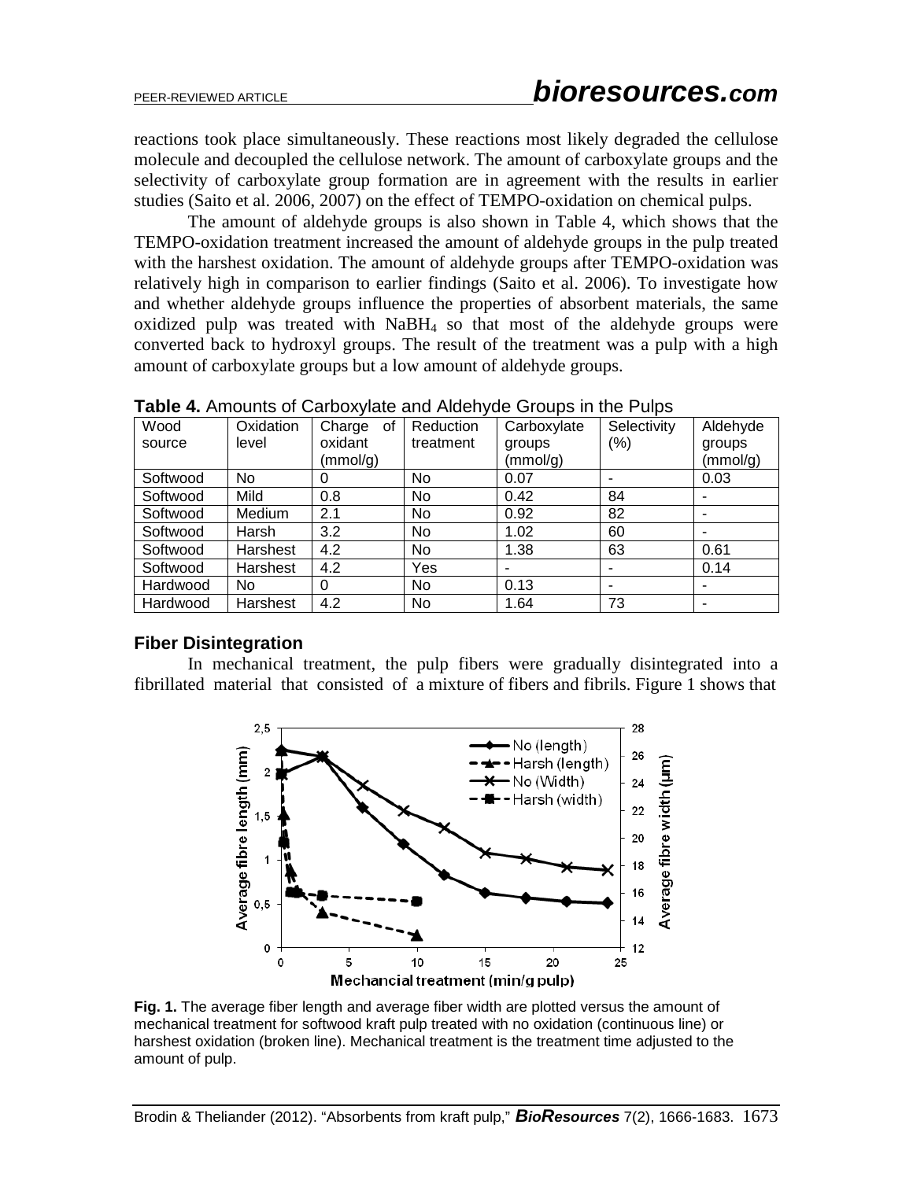reactions took place simultaneously. These reactions most likely degraded the cellulose molecule and decoupled the cellulose network. The amount of carboxylate groups and the selectivity of carboxylate group formation are in agreement with the results in earlier studies (Saito et al. 2006, 2007) on the effect of TEMPO-oxidation on chemical pulps.

The amount of aldehyde groups is also shown in Table 4, which shows that the TEMPO-oxidation treatment increased the amount of aldehyde groups in the pulp treated with the harshest oxidation. The amount of aldehyde groups after TEMPO-oxidation was relatively high in comparison to earlier findings (Saito et al. 2006). To investigate how and whether aldehyde groups influence the properties of absorbent materials, the same oxidized pulp was treated with $NaBH_4$ so that most of the aldehyde groups were converted back to hydroxyl groups. The result of the treatment was a pulp with a high amount of carboxylate groups but a low amount of aldehyde groups.

**Table 4.** Amounts of Carboxylate and Aldehyde Groups in the Pulps

| Wood source | Oxidation level | Charge of oxidant (mmol/g) | Reduction treatment | Carboxylate groups (mmol/g) | Selectivity (%) | Aldehyde groups (mmol/g) |
|---|---|---|---|---|---|---|
| Softwood | No | 0 | No | 0.07 | - | 0.03 |
| Softwood | Mild | 0.8 | No | 0.42 | 84 | - |
| Softwood | Medium | 2.1 | No | 0.92 | 82 | - |
| Softwood | Harsh | 3.2 | No | 1.02 | 60 | - |
| Softwood | Harshest | 4.2 | No | 1.38 | 63 | 0.61 |
| Softwood | Harshest | 4.2 | Yes | - | - | 0.14 |
| Hardwood | No | 0 | No | 0.13 | - | - |
| Hardwood | Harshest | 4.2 | No | 1.64 | 73 | - |

### Fiber Disintegration

In mechanical treatment, the pulp fibers were gradually disintegrated into a fibrillated material that consisted of a mixture of fibers and fibrils. Figure 1 shows that

**Fig. 1.** The average fiber length and average fiber width are plotted versus the amount of mechanical treatment for softwood kraft pulp treated with no oxidation (continuous line) or harshest oxidation (broken line). Mechanical treatment is the treatment time adjusted to the amount of pulp.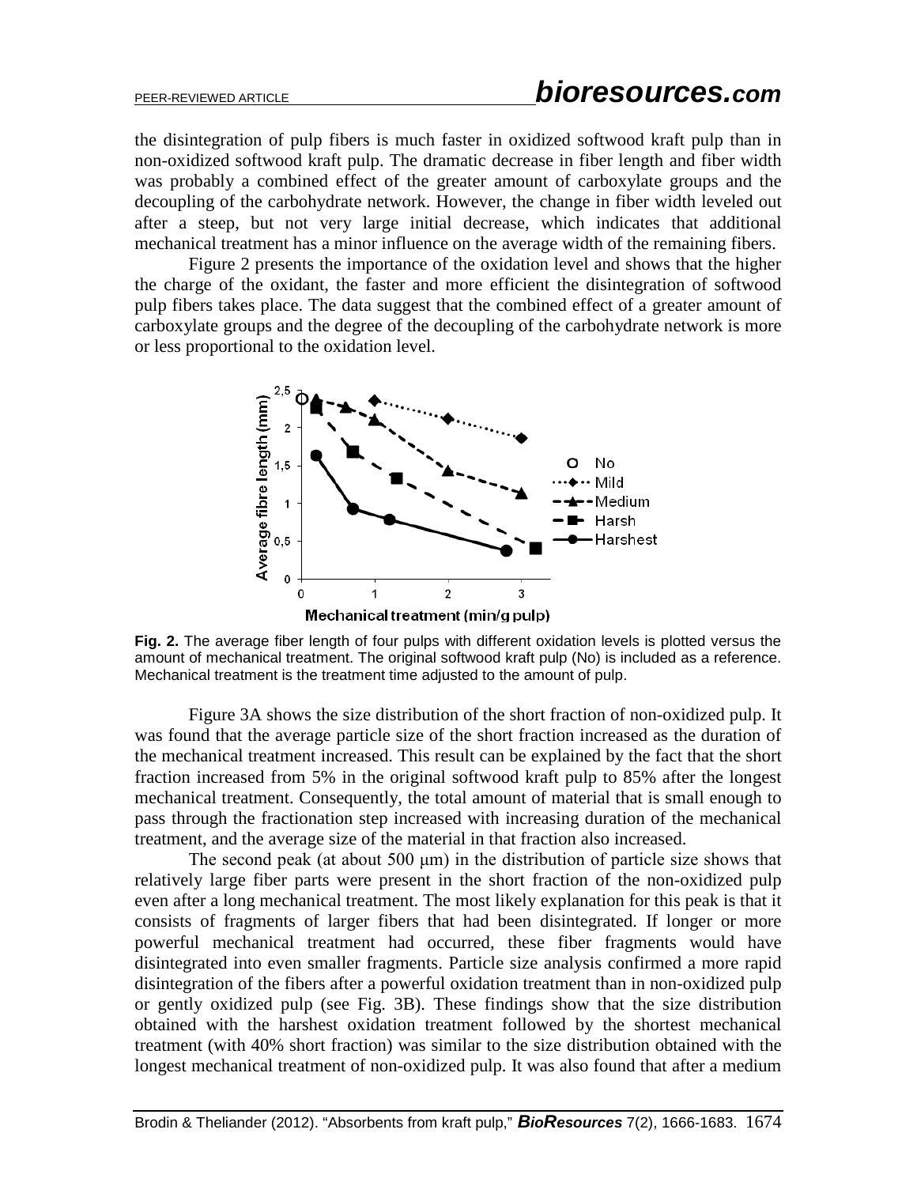the disintegration of pulp fibers is much faster in oxidized softwood kraft pulp than in non-oxidized softwood kraft pulp. The dramatic decrease in fiber length and fiber width was probably a combined effect of the greater amount of carboxylate groups and the decoupling of the carbohydrate network. However, the change in fiber width leveled out after a steep, but not very large initial decrease, which indicates that additional mechanical treatment has a minor influence on the average width of the remaining fibers.

Figure 2 presents the importance of the oxidation level and shows that the higher the charge of the oxidant, the faster and more efficient the disintegration of softwood pulp fibers takes place. The data suggest that the combined effect of a greater amount of carboxylate groups and the degree of the decoupling of the carbohydrate network is more or less proportional to the oxidation level.

**Fig. 2.** The average fiber length of four pulps with different oxidation levels is plotted versus the amount of mechanical treatment. The original softwood kraft pulp (No) is included as a reference. Mechanical treatment is the treatment time adjusted to the amount of pulp.

Figure 3A shows the size distribution of the short fraction of non-oxidized pulp. It was found that the average particle size of the short fraction increased as the duration of the mechanical treatment increased. This result can be explained by the fact that the short fraction increased from 5% in the original softwood kraft pulp to 85% after the longest mechanical treatment. Consequently, the total amount of material that is small enough to pass through the fractionation step increased with increasing duration of the mechanical treatment, and the average size of the material in that fraction also increased.

The second peak (at about 500 μm) in the distribution of particle size shows that relatively large fiber parts were present in the short fraction of the non-oxidized pulp even after a long mechanical treatment. The most likely explanation for this peak is that it consists of fragments of larger fibers that had been disintegrated. If longer or more powerful mechanical treatment had occurred, these fiber fragments would have disintegrated into even smaller fragments. Particle size analysis confirmed a more rapid disintegration of the fibers after a powerful oxidation treatment than in non-oxidized pulp or gently oxidized pulp (see Fig. 3B). These findings show that the size distribution obtained with the harshest oxidation treatment followed by the shortest mechanical treatment (with 40% short fraction) was similar to the size distribution obtained with the longest mechanical treatment of non-oxidized pulp. It was also found that after a medium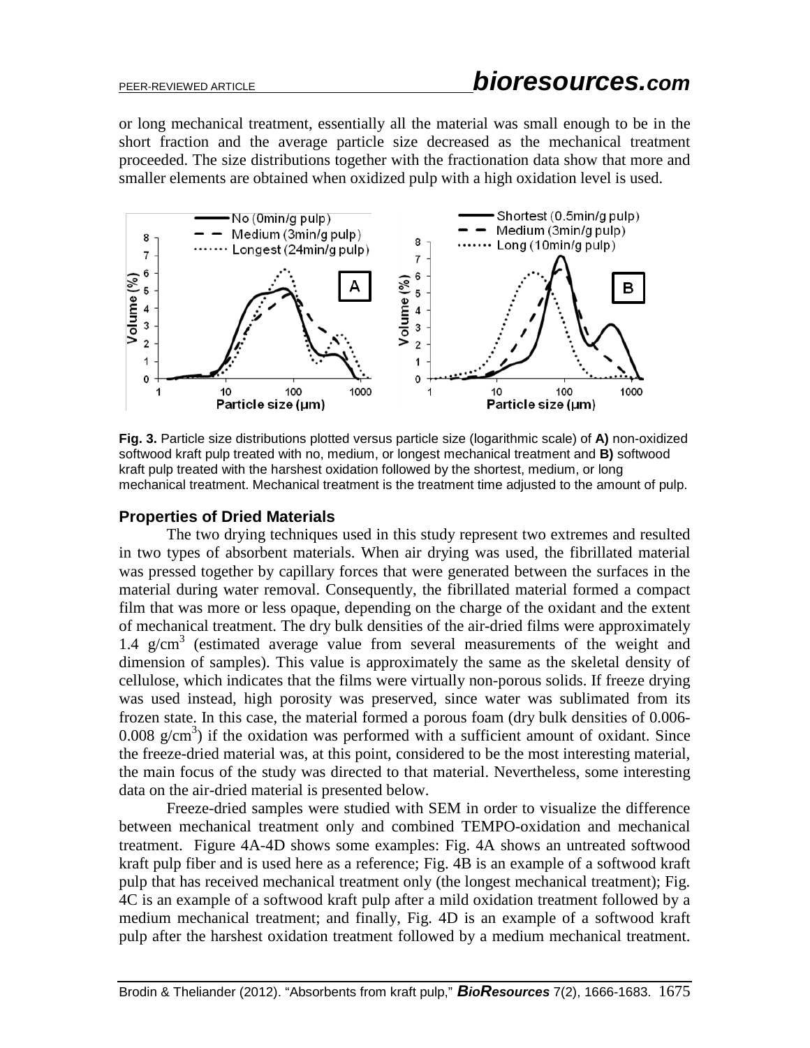or long mechanical treatment, essentially all the material was small enough to be in the short fraction and the average particle size decreased as the mechanical treatment proceeded. The size distributions together with the fractionation data show that more and smaller elements are obtained when oxidized pulp with a high oxidation level is used.

**Fig. 3.** Particle size distributions plotted versus particle size (logarithmic scale) of **A)** non-oxidized softwood kraft pulp treated with no, medium, or longest mechanical treatment and **B)** softwood kraft pulp treated with the harshest oxidation followed by the shortest, medium, or long mechanical treatment. Mechanical treatment is the treatment time adjusted to the amount of pulp.

### Properties of Dried Materials

The two drying techniques used in this study represent two extremes and resulted in two types of absorbent materials. When air drying was used, the fibrillated material was pressed together by capillary forces that were generated between the surfaces in the material during water removal. Consequently, the fibrillated material formed a compact film that was more or less opaque, depending on the charge of the oxidant and the extent of mechanical treatment. The dry bulk densities of the air-dried films were approximately 1.4 g/cm$^3$ (estimated average value from several measurements of the weight and dimension of samples). This value is approximately the same as the skeletal density of cellulose, which indicates that the films were virtually non-porous solids. If freeze drying was used instead, high porosity was preserved, since water was sublimated from its frozen state. In this case, the material formed a porous foam (dry bulk densities of 0.006-0.008 g/cm$^3$) if the oxidation was performed with a sufficient amount of oxidant. Since the freeze-dried material was, at this point, considered to be the most interesting material, the main focus of the study was directed to that material. Nevertheless, some interesting data on the air-dried material is presented below.

Freeze-dried samples were studied with SEM in order to visualize the difference between mechanical treatment only and combined TEMPO-oxidation and mechanical treatment. Figure 4A-4D shows some examples: Fig. 4A shows an untreated softwood kraft pulp fiber and is used here as a reference; Fig. 4B is an example of a softwood kraft pulp that has received mechanical treatment only (the longest mechanical treatment); Fig. 4C is an example of a softwood kraft pulp after a mild oxidation treatment followed by a medium mechanical treatment; and finally, Fig. 4D is an example of a softwood kraft pulp after the harshest oxidation treatment followed by a medium mechanical treatment.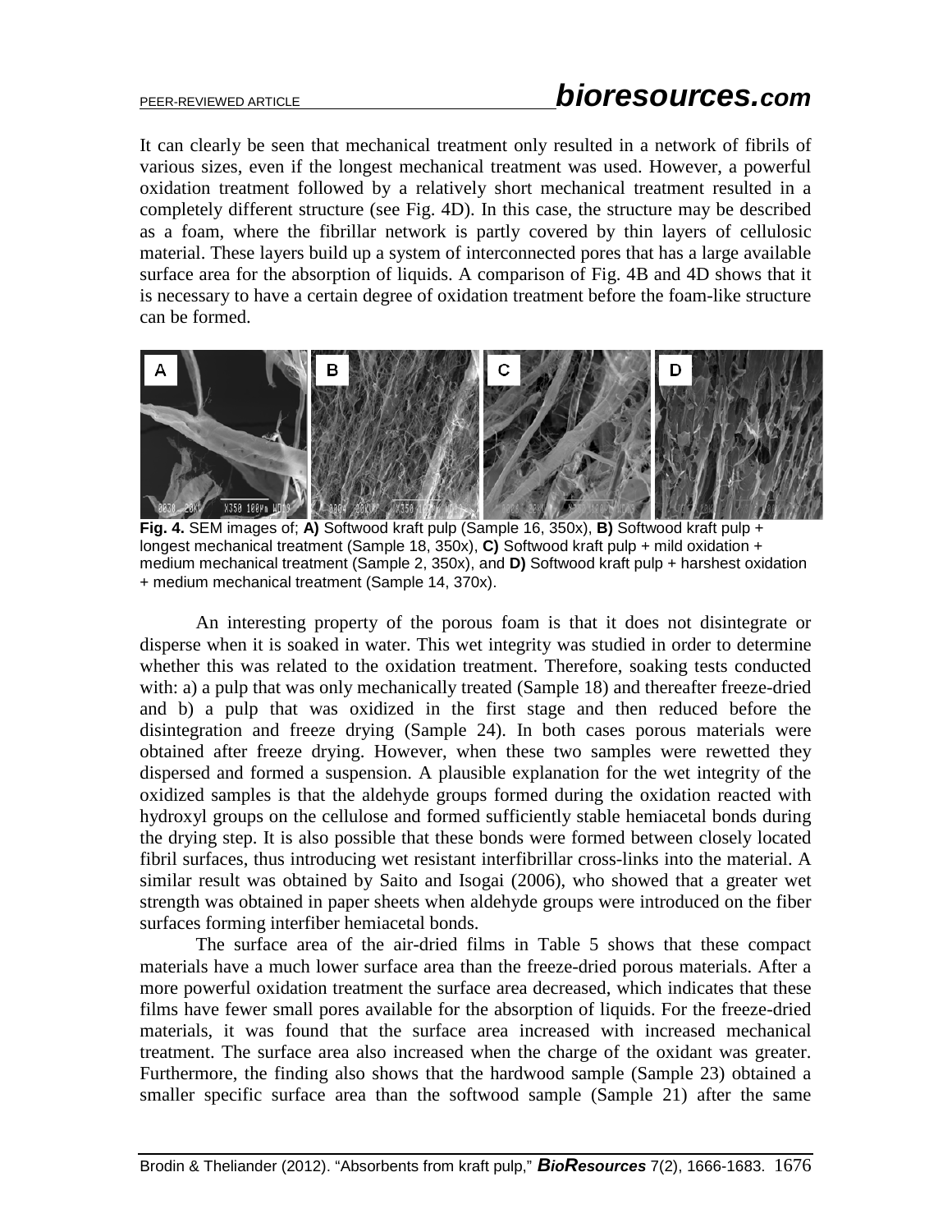It can clearly be seen that mechanical treatment only resulted in a network of fibrils of various sizes, even if the longest mechanical treatment was used. However, a powerful oxidation treatment followed by a relatively short mechanical treatment resulted in a completely different structure (see Fig. 4D). In this case, the structure may be described as a foam, where the fibrillar network is partly covered by thin layers of cellulosic material. These layers build up a system of interconnected pores that has a large available surface area for the absorption of liquids. A comparison of Fig. 4B and 4D shows that it is necessary to have a certain degree of oxidation treatment before the foam-like structure can be formed.

**Fig. 4.** SEM images of; **A)** Softwood kraft pulp (Sample 16, 350x), **B)** Softwood kraft pulp + longest mechanical treatment (Sample 18, 350x), **C)** Softwood kraft pulp + mild oxidation + medium mechanical treatment (Sample 2, 350x), and **D)** Softwood kraft pulp + harshest oxidation + medium mechanical treatment (Sample 14, 370x).

An interesting property of the porous foam is that it does not disintegrate or disperse when it is soaked in water. This wet integrity was studied in order to determine whether this was related to the oxidation treatment. Therefore, soaking tests conducted with: a) a pulp that was only mechanically treated (Sample 18) and thereafter freeze-dried and b) a pulp that was oxidized in the first stage and then reduced before the disintegration and freeze drying (Sample 24). In both cases porous materials were obtained after freeze drying. However, when these two samples were rewetted they dispersed and formed a suspension. A plausible explanation for the wet integrity of the oxidized samples is that the aldehyde groups formed during the oxidation reacted with hydroxyl groups on the cellulose and formed sufficiently stable hemiacetal bonds during the drying step. It is also possible that these bonds were formed between closely located fibril surfaces, thus introducing wet resistant interfibrillar cross-links into the material. A similar result was obtained by Saito and Isogai (2006), who showed that a greater wet strength was obtained in paper sheets when aldehyde groups were introduced on the fiber surfaces forming interfiber hemiacetal bonds.

The surface area of the air-dried films in Table 5 shows that these compact materials have a much lower surface area than the freeze-dried porous materials. After a more powerful oxidation treatment the surface area decreased, which indicates that these films have fewer small pores available for the absorption of liquids. For the freeze-dried materials, it was found that the surface area increased with increased mechanical treatment. The surface area also increased when the charge of the oxidant was greater. Furthermore, the finding also shows that the hardwood sample (Sample 23) obtained a smaller specific surface area than the softwood sample (Sample 21) after the same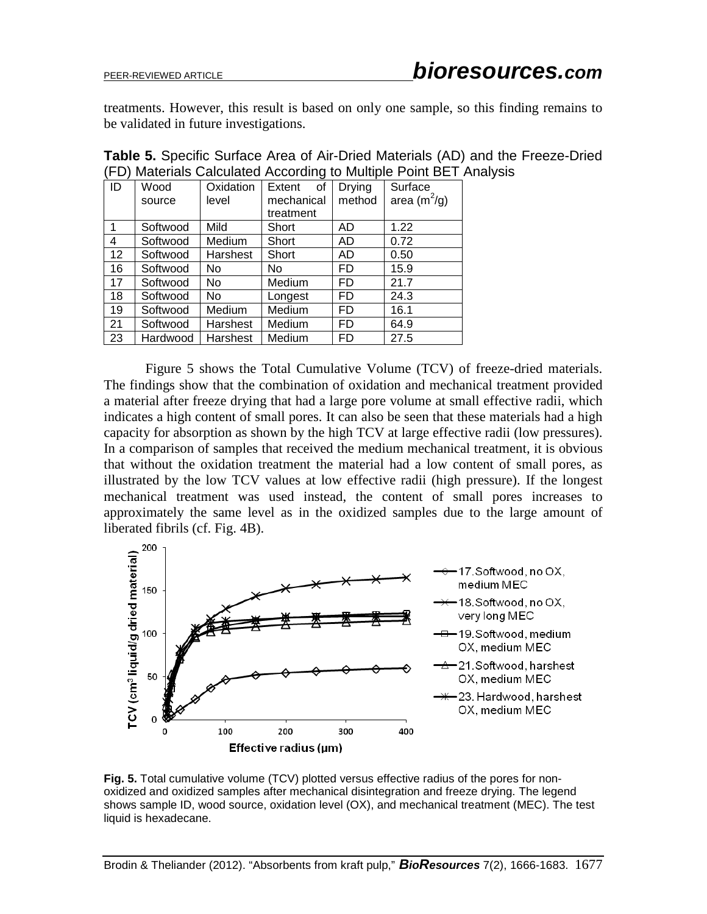treatments. However, this result is based on only one sample, so this finding remains to be validated in future investigations.

**Table 5.** Specific Surface Area of Air-Dried Materials (AD) and the Freeze-Dried (FD) Materials Calculated According to Multiple Point BET Analysis

| ID | Wood source | Oxidation level | Extent of mechanical treatment | Drying method | Surface area ($m^2/g$) |
|---|---|---|---|---|---|
| 1 | Softwood | Mild | Short | AD | 1.22 |
| 4 | Softwood | Medium | Short | AD | 0.72 |
| 12 | Softwood | Harshest | Short | AD | 0.50 |
| 16 | Softwood | No | No | FD | 15.9 |
| 17 | Softwood | No | Medium | FD | 21.7 |
| 18 | Softwood | No | Longest | FD | 24.3 |
| 19 | Softwood | Medium | Medium | FD | 16.1 |
| 21 | Softwood | Harshest | Medium | FD | 64.9 |
| 23 | Hardwood | Harshest | Medium | FD | 27.5 |

Figure 5 shows the Total Cumulative Volume (TCV) of freeze-dried materials. The findings show that the combination of oxidation and mechanical treatment provided a material after freeze drying that had a large pore volume at small effective radii, which indicates a high content of small pores. It can also be seen that these materials had a high capacity for absorption as shown by the high TCV at large effective radii (low pressures). In a comparison of samples that received the medium mechanical treatment, it is obvious that without the oxidation treatment the material had a low content of small pores, as illustrated by the low TCV values at low effective radii (high pressure). If the longest mechanical treatment was used instead, the content of small pores increases to approximately the same level as in the oxidized samples due to the large amount of liberated fibrils (cf. Fig. 4B).

**Fig. 5.** Total cumulative volume (TCV) plotted versus effective radius of the pores for non-oxidized and oxidized samples after mechanical disintegration and freeze drying. The legend shows sample ID, wood source, oxidation level (OX), and mechanical treatment (MEC). The test liquid is hexadecane.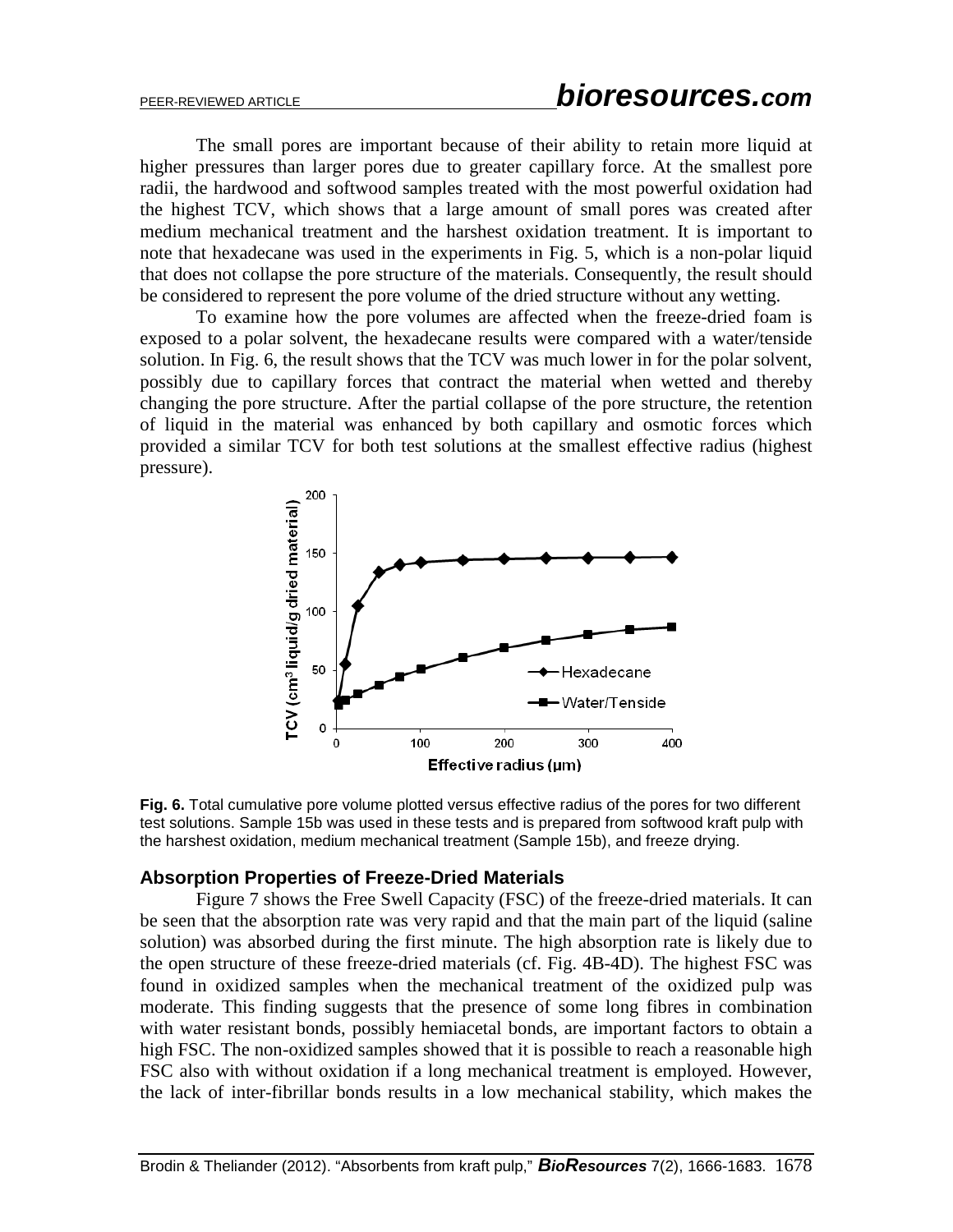The small pores are important because of their ability to retain more liquid at higher pressures than larger pores due to greater capillary force. At the smallest pore radii, the hardwood and softwood samples treated with the most powerful oxidation had the highest TCV, which shows that a large amount of small pores was created after medium mechanical treatment and the harshest oxidation treatment. It is important to note that hexadecane was used in the experiments in Fig. 5, which is a non-polar liquid that does not collapse the pore structure of the materials. Consequently, the result should be considered to represent the pore volume of the dried structure without any wetting.

To examine how the pore volumes are affected when the freeze-dried foam is exposed to a polar solvent, the hexadecane results were compared with a water/tenside solution. In Fig. 6, the result shows that the TCV was much lower in for the polar solvent, possibly due to capillary forces that contract the material when wetted and thereby changing the pore structure. After the partial collapse of the pore structure, the retention of liquid in the material was enhanced by both capillary and osmotic forces which provided a similar TCV for both test solutions at the smallest effective radius (highest pressure).

**Fig. 6.** Total cumulative pore volume plotted versus effective radius of the pores for two different test solutions. Sample 15b was used in these tests and is prepared from softwood kraft pulp with the harshest oxidation, medium mechanical treatment (Sample 15b), and freeze drying.

## Absorption Properties of Freeze-Dried Materials

Figure 7 shows the Free Swell Capacity (FSC) of the freeze-dried materials. It can be seen that the absorption rate was very rapid and that the main part of the liquid (saline solution) was absorbed during the first minute. The high absorption rate is likely due to the open structure of these freeze-dried materials (cf. Fig. 4B-4D). The highest FSC was found in oxidized samples when the mechanical treatment of the oxidized pulp was moderate. This finding suggests that the presence of some long fibres in combination with water resistant bonds, possibly hemiacetal bonds, are important factors to obtain a high FSC. The non-oxidized samples showed that it is possible to reach a reasonable high FSC also with without oxidation if a long mechanical treatment is employed. However, the lack of inter-fibrillar bonds results in a low mechanical stability, which makes the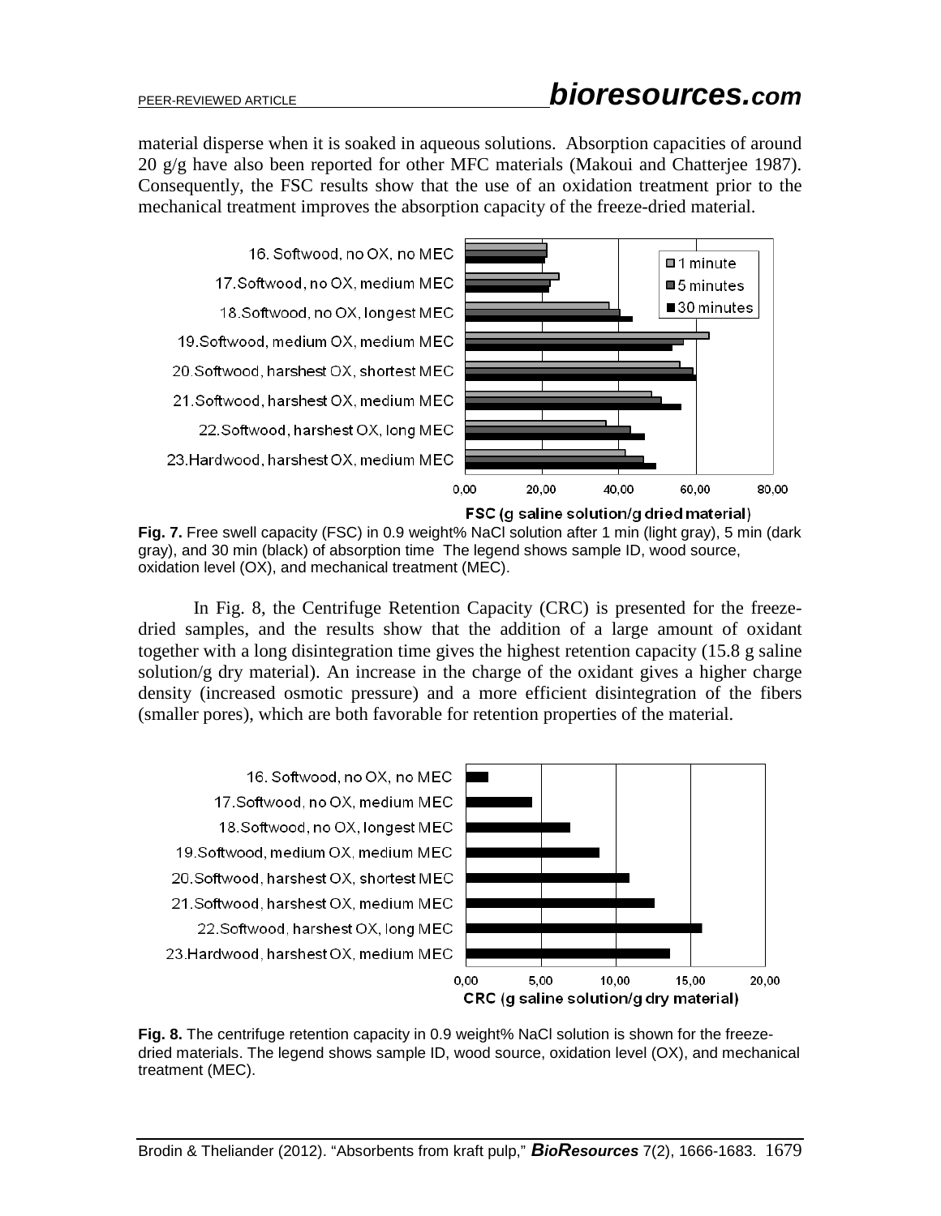material disperse when it is soaked in aqueous solutions. Absorption capacities of around 20 g/g have also been reported for other MFC materials (Makoui and Chatterjee 1987). Consequently, the FSC results show that the use of an oxidation treatment prior to the mechanical treatment improves the absorption capacity of the freeze-dried material.

**Fig. 7.** Free swell capacity (FSC) in 0.9 weight% NaCl solution after 1 min (light gray), 5 min (dark gray), and 30 min (black) of absorption time The legend shows sample ID, wood source, oxidation level (OX), and mechanical treatment (MEC).

In Fig. 8, the Centrifuge Retention Capacity (CRC) is presented for the freeze-dried samples, and the results show that the addition of a large amount of oxidant together with a long disintegration time gives the highest retention capacity (15.8 g saline solution/g dry material). An increase in the charge of the oxidant gives a higher charge density (increased osmotic pressure) and a more efficient disintegration of the fibers (smaller pores), which are both favorable for retention properties of the material.

**Fig. 8.** The centrifuge retention capacity in 0.9 weight% NaCl solution is shown for the freeze-dried materials. The legend shows sample ID, wood source, oxidation level (OX), and mechanical treatment (MEC).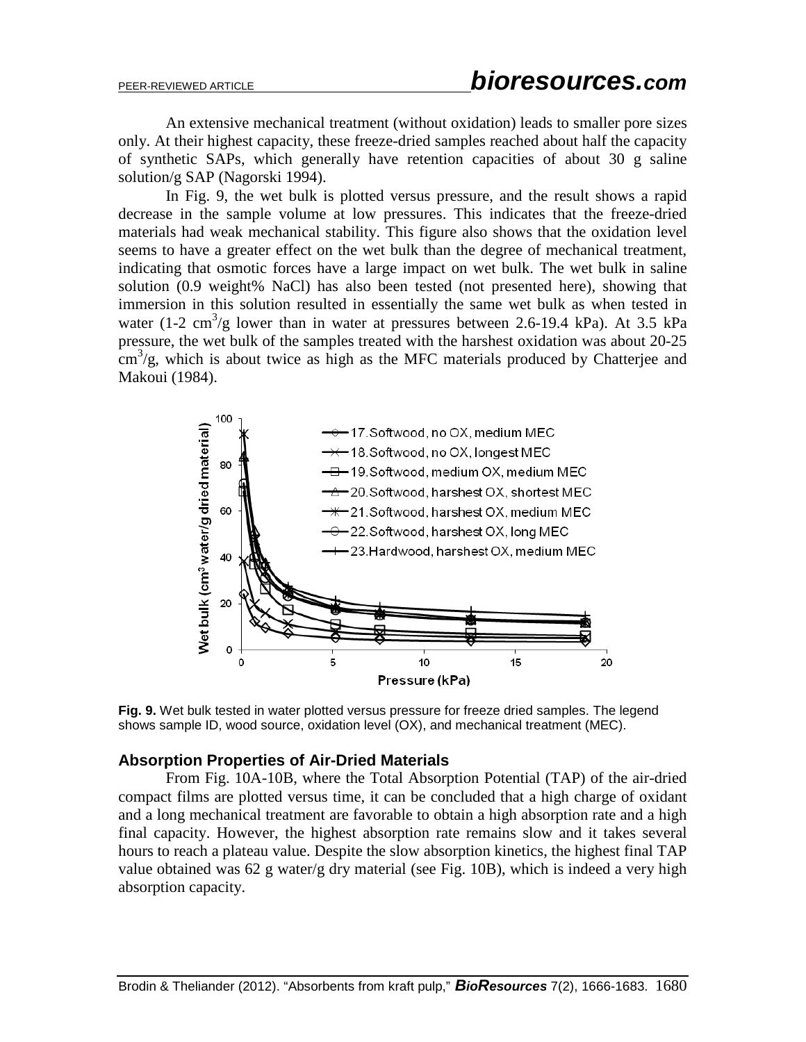An extensive mechanical treatment (without oxidation) leads to smaller pore sizes only. At their highest capacity, these freeze-dried samples reached about half the capacity of synthetic SAPs, which generally have retention capacities of about 30 g saline solution/g SAP (Nagorski 1994).

In Fig. 9, the wet bulk is plotted versus pressure, and the result shows a rapid decrease in the sample volume at low pressures. This indicates that the freeze-dried materials had weak mechanical stability. This figure also shows that the oxidation level seems to have a greater effect on the wet bulk than the degree of mechanical treatment, indicating that osmotic forces have a large impact on wet bulk. The wet bulk in saline solution (0.9 weight% NaCl) has also been tested (not presented here), showing that immersion in this solution resulted in essentially the same wet bulk as when tested in water (1-2 $cm^3$/g lower than in water at pressures between 2.6-19.4 kPa). At 3.5 kPa pressure, the wet bulk of the samples treated with the harshest oxidation was about 20-25 $cm^3$/g, which is about twice as high as the MFC materials produced by Chatterjee and Makoui (1984).

**Fig. 9.** Wet bulk tested in water plotted versus pressure for freeze dried samples. The legend shows sample ID, wood source, oxidation level (OX), and mechanical treatment (MEC).

### Absorption Properties of Air-Dried Materials

From Fig. 10A-10B, where the Total Absorption Potential (TAP) of the air-dried compact films are plotted versus time, it can be concluded that a high charge of oxidant and a long mechanical treatment are favorable to obtain a high absorption rate and a high final capacity. However, the highest absorption rate remains slow and it takes several hours to reach a plateau value. Despite the slow absorption kinetics, the highest final TAP value obtained was 62 g water/g dry material (see Fig. 10B), which is indeed a very high absorption capacity.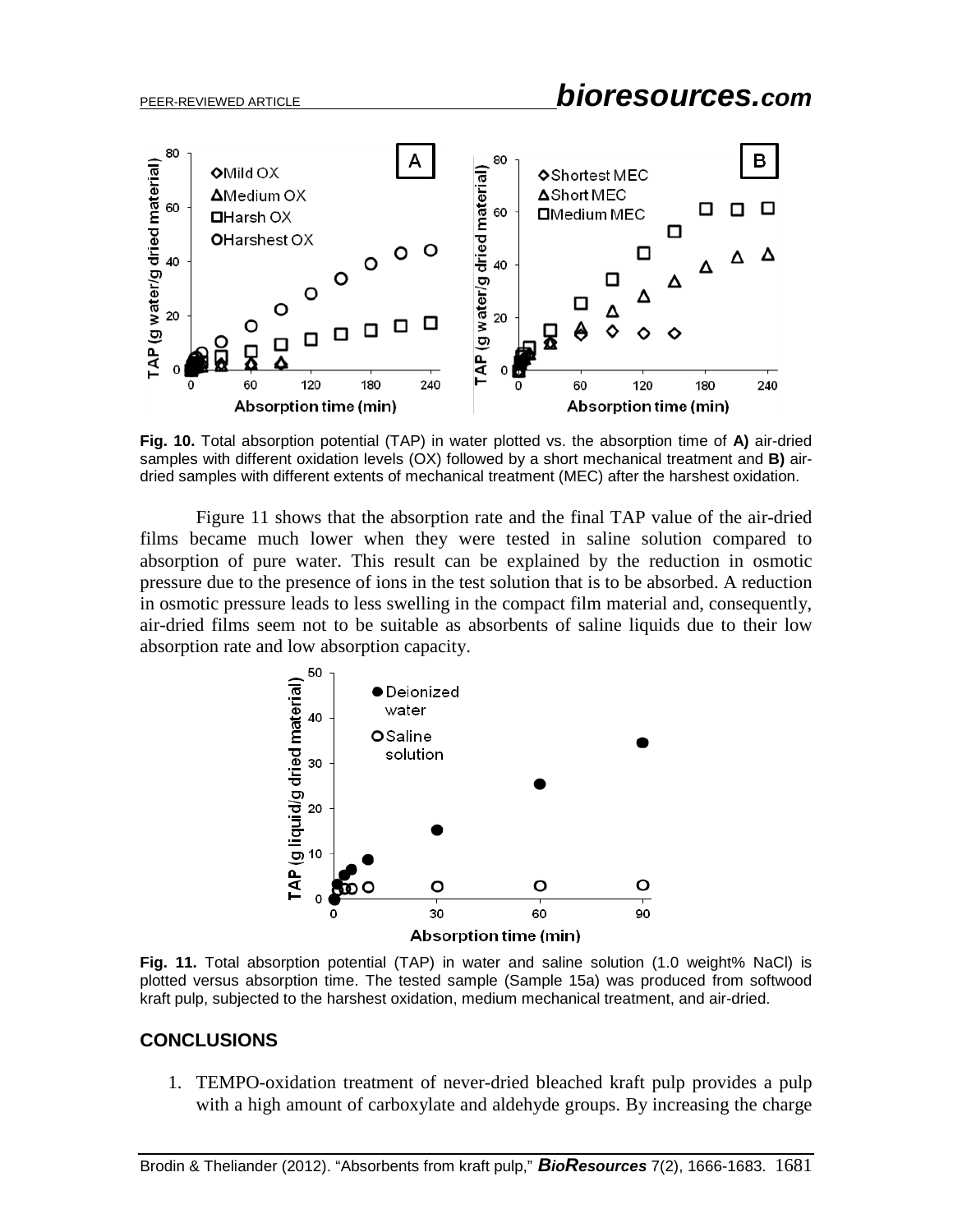**Fig. 10.** Total absorption potential (TAP) in water plotted vs. the absorption time of **A)** air-dried samples with different oxidation levels (OX) followed by a short mechanical treatment and **B)** air-dried samples with different extents of mechanical treatment (MEC) after the harshest oxidation.

Figure 11 shows that the absorption rate and the final TAP value of the air-dried films became much lower when they were tested in saline solution compared to absorption of pure water. This result can be explained by the reduction in osmotic pressure due to the presence of ions in the test solution that is to be absorbed. A reduction in osmotic pressure leads to less swelling in the compact film material and, consequently, air-dried films seem not to be suitable as absorbents of saline liquids due to their low absorption rate and low absorption capacity.

**Fig. 11.** Total absorption potential (TAP) in water and saline solution (1.0 weight% NaCl) is plotted versus absorption time. The tested sample (Sample 15a) was produced from softwood kraft pulp, subjected to the harshest oxidation, medium mechanical treatment, and air-dried.

## CONCLUSIONS

1. TEMPO-oxidation treatment of never-dried bleached kraft pulp provides a pulp with a high amount of carboxylate and aldehyde groups. By increasing the charge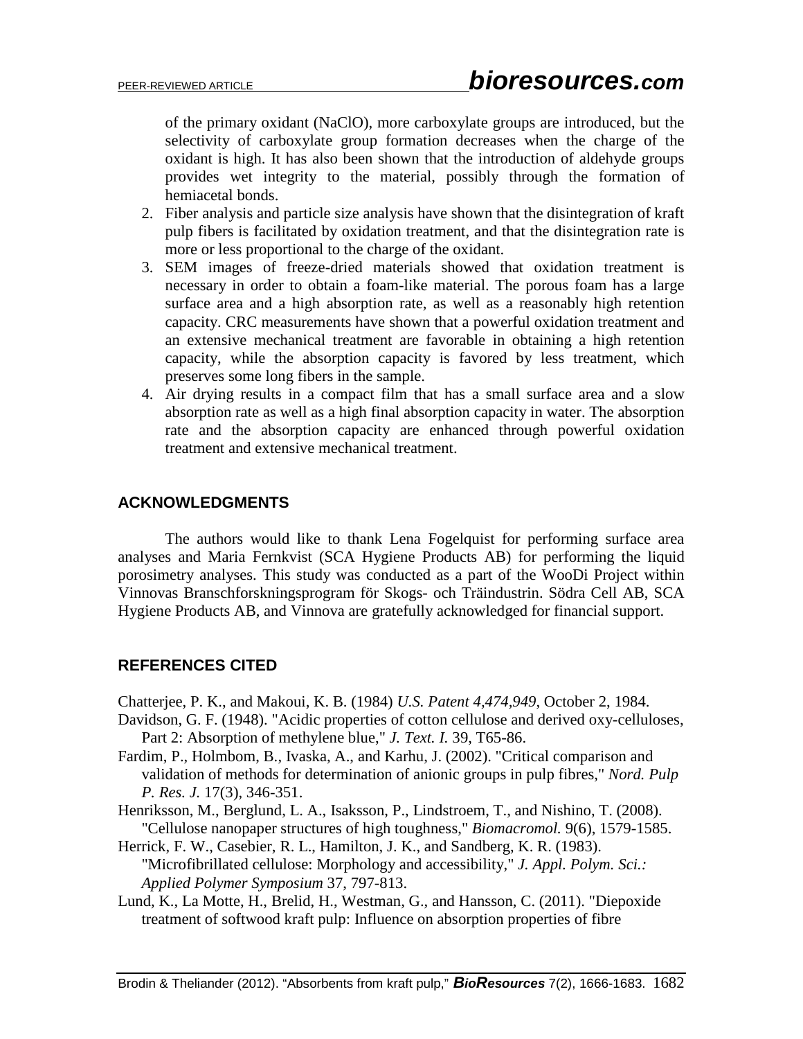of the primary oxidant (NaClO), more carboxylate groups are introduced, but the selectivity of carboxylate group formation decreases when the charge of the oxidant is high. It has also been shown that the introduction of aldehyde groups provides wet integrity to the material, possibly through the formation of hemiacetal bonds.

2. Fiber analysis and particle size analysis have shown that the disintegration of kraft pulp fibers is facilitated by oxidation treatment, and that the disintegration rate is more or less proportional to the charge of the oxidant.
3. SEM images of freeze-dried materials showed that oxidation treatment is necessary in order to obtain a foam-like material. The porous foam has a large surface area and a high absorption rate, as well as a reasonably high retention capacity. CRC measurements have shown that a powerful oxidation treatment and an extensive mechanical treatment are favorable in obtaining a high retention capacity, while the absorption capacity is favored by less treatment, which preserves some long fibers in the sample.
4. Air drying results in a compact film that has a small surface area and a slow absorption rate as well as a high final absorption capacity in water. The absorption rate and the absorption capacity are enhanced through powerful oxidation treatment and extensive mechanical treatment.

## ACKNOWLEDGMENTS

The authors would like to thank Lena Fogelquist for performing surface area analyses and Maria Fernkvist (SCA Hygiene Products AB) for performing the liquid porosimetry analyses. This study was conducted as a part of the WooDi Project within Vinnovas Branschforskningsprogram för Skogs- och Träindustrin. Södra Cell AB, SCA Hygiene Products AB, and Vinnova are gratefully acknowledged for financial support.

## REFERENCES CITED

Chatterjee, P. K., and Makoui, K. B. (1984) *U.S. Patent 4,474,949*, October 2, 1984.

Davidson, G. F. (1948). "Acidic properties of cotton cellulose and derived oxy-celluloses, Part 2: Absorption of methylene blue," *J. Text. I.* 39, T65-86.

Fardim, P., Holmbom, B., Ivaska, A., and Karhu, J. (2002). "Critical comparison and validation of methods for determination of anionic groups in pulp fibres," *Nord. Pulp P. Res. J.* 17(3), 346-351.

Henriksson, M., Berglund, L. A., Isaksson, P., Lindstroem, T., and Nishino, T. (2008). "Cellulose nanopaper structures of high toughness," *Biomacromol.* 9(6), 1579-1585.

Herrick, F. W., Casebier, R. L., Hamilton, J. K., and Sandberg, K. R. (1983). "Microfibrillated cellulose: Morphology and accessibility," *J. Appl. Polym. Sci.: Applied Polymer Symposium* 37, 797-813.

Lund, K., La Motte, H., Brelid, H., Westman, G., and Hansson, C. (2011). "Diepoxide treatment of softwood kraft pulp: Influence on absorption properties of fibre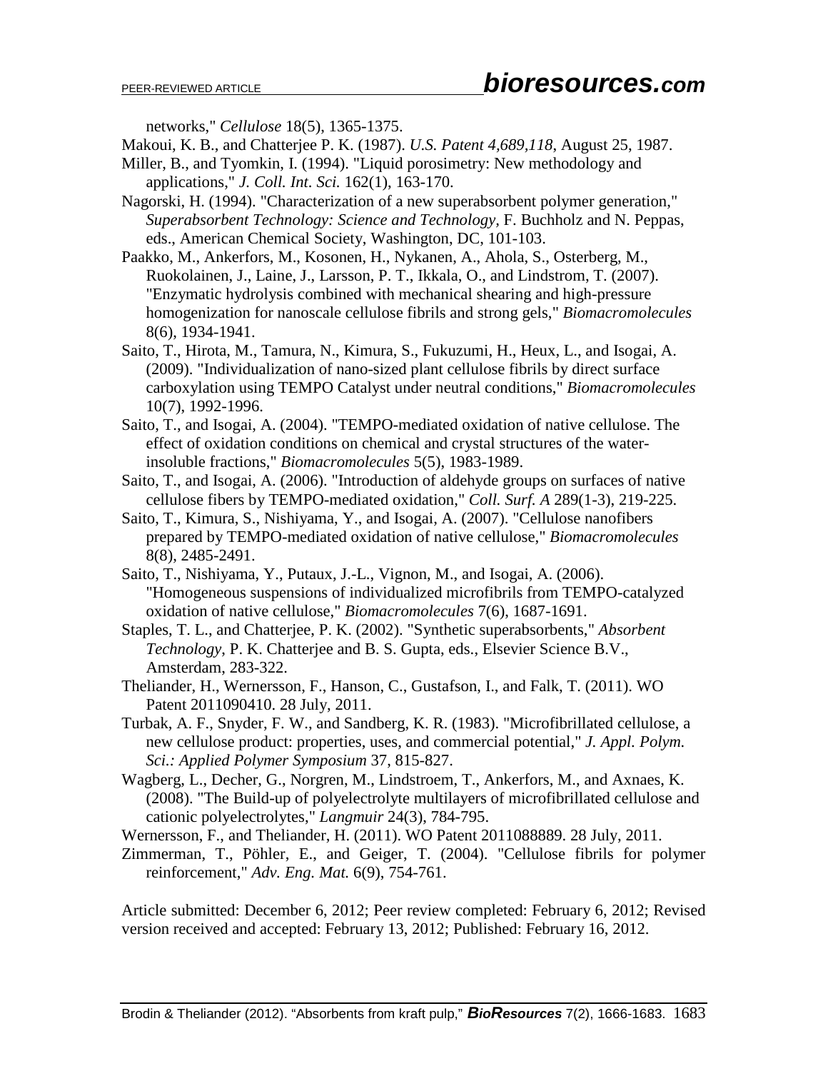networks," *Cellulose* 18(5), 1365-1375.

Makoui, K. B., and Chatterjee P. K. (1987). *U.S. Patent 4,689,118*, August 25, 1987.

Miller, B., and Tyomkin, I. (1994). "Liquid porosimetry: New methodology and applications," *J. Coll. Int. Sci.* 162(1), 163-170.

Nagorski, H. (1994). "Characterization of a new superabsorbent polymer generation," *Superabsorbent Technology: Science and Technology*, F. Buchholz and N. Peppas, eds., American Chemical Society, Washington, DC, 101-103.

Paakko, M., Ankerfors, M., Kosonen, H., Nykanen, A., Ahola, S., Osterberg, M., Ruokolainen, J., Laine, J., Larsson, P. T., Ikkala, O., and Lindstrom, T. (2007). "Enzymatic hydrolysis combined with mechanical shearing and high-pressure homogenization for nanoscale cellulose fibrils and strong gels," *Biomacromolecules* 8(6), 1934-1941.

Saito, T., Hirota, M., Tamura, N., Kimura, S., Fukuzumi, H., Heux, L., and Isogai, A. (2009). "Individualization of nano-sized plant cellulose fibrils by direct surface carboxylation using TEMPO Catalyst under neutral conditions," *Biomacromolecules* 10(7), 1992-1996.

Saito, T., and Isogai, A. (2004). "TEMPO-mediated oxidation of native cellulose. The effect of oxidation conditions on chemical and crystal structures of the water-insoluble fractions," *Biomacromolecules* 5(5), 1983-1989.

Saito, T., and Isogai, A. (2006). "Introduction of aldehyde groups on surfaces of native cellulose fibers by TEMPO-mediated oxidation," *Coll. Surf. A* 289(1-3), 219-225.

Saito, T., Kimura, S., Nishiyama, Y., and Isogai, A. (2007). "Cellulose nanofibers prepared by TEMPO-mediated oxidation of native cellulose," *Biomacromolecules* 8(8), 2485-2491.

Saito, T., Nishiyama, Y., Putaux, J.-L., Vignon, M., and Isogai, A. (2006). "Homogeneous suspensions of individualized microfibrils from TEMPO-catalyzed oxidation of native cellulose," *Biomacromolecules* 7(6), 1687-1691.

Staples, T. L., and Chatterjee, P. K. (2002). "Synthetic superabsorbents," *Absorbent Technology*, P. K. Chatterjee and B. S. Gupta, eds., Elsevier Science B.V., Amsterdam, 283-322.

Theliander, H., Wernersson, F., Hanson, C., Gustafson, I., and Falk, T. (2011). WO Patent 2011090410. 28 July, 2011.

Turbak, A. F., Snyder, F. W., and Sandberg, K. R. (1983). "Microfibrillated cellulose, a new cellulose product: properties, uses, and commercial potential," *J. Appl. Polym. Sci.: Applied Polymer Symposium* 37, 815-827.

Wagberg, L., Decher, G., Norgren, M., Lindstroem, T., Ankerfors, M., and Axnaes, K. (2008). "The Build-up of polyelectrolyte multilayers of microfibrillated cellulose and cationic polyelectrolytes," *Langmuir* 24(3), 784-795.

Wernersson, F., and Theliander, H. (2011). WO Patent 2011088889. 28 July, 2011.

Zimmerman, T., Pöhler, E., and Geiger, T. (2004). "Cellulose fibrils for polymer reinforcement," *Adv. Eng. Mat.* 6(9), 754-761.

Article submitted: December 6, 2012; Peer review completed: February 6, 2012; Revised version received and accepted: February 13, 2012; Published: February 16, 2012.